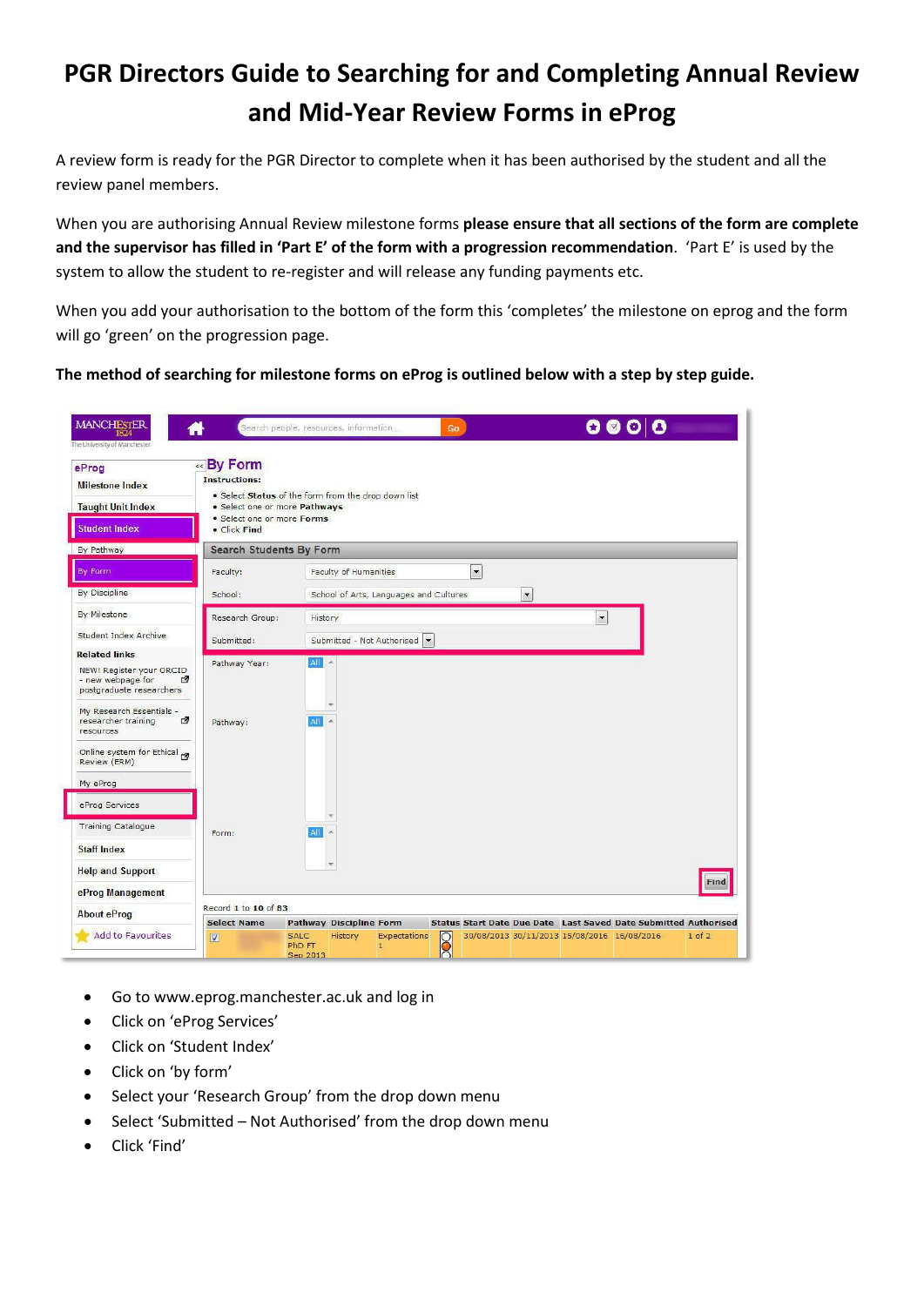# PGR Directors Guide to Searching for and Completing Annual Review and Mid-Year Review Forms in eProg

A review form is ready for the PGR Director to complete when it has been authorised by the student and all the review panel members.

When you are authorising Annual Review milestone forms **please ensure that all sections of the form are complete and the supervisor has filled in 'Part E' of the form with a progression recommendation**. 'Part E' is used by the system to allow the student to re-register and will release any funding payments etc.

When you add your authorisation to the bottom of the form this 'completes' the milestone on eprog and the form will go 'green' on the progression page.

**The method of searching for milestone forms on eProg is outlined below with a step by step guide.**

- Go to www.eprog.manchester.ac.uk and log in
- Click on 'eProg Services'
- Click on 'Student Index'
- Click on 'by form'
- Select your 'Research Group' from the drop down menu
- Select 'Submitted – Not Authorised' from the drop down menu
- Click 'Find'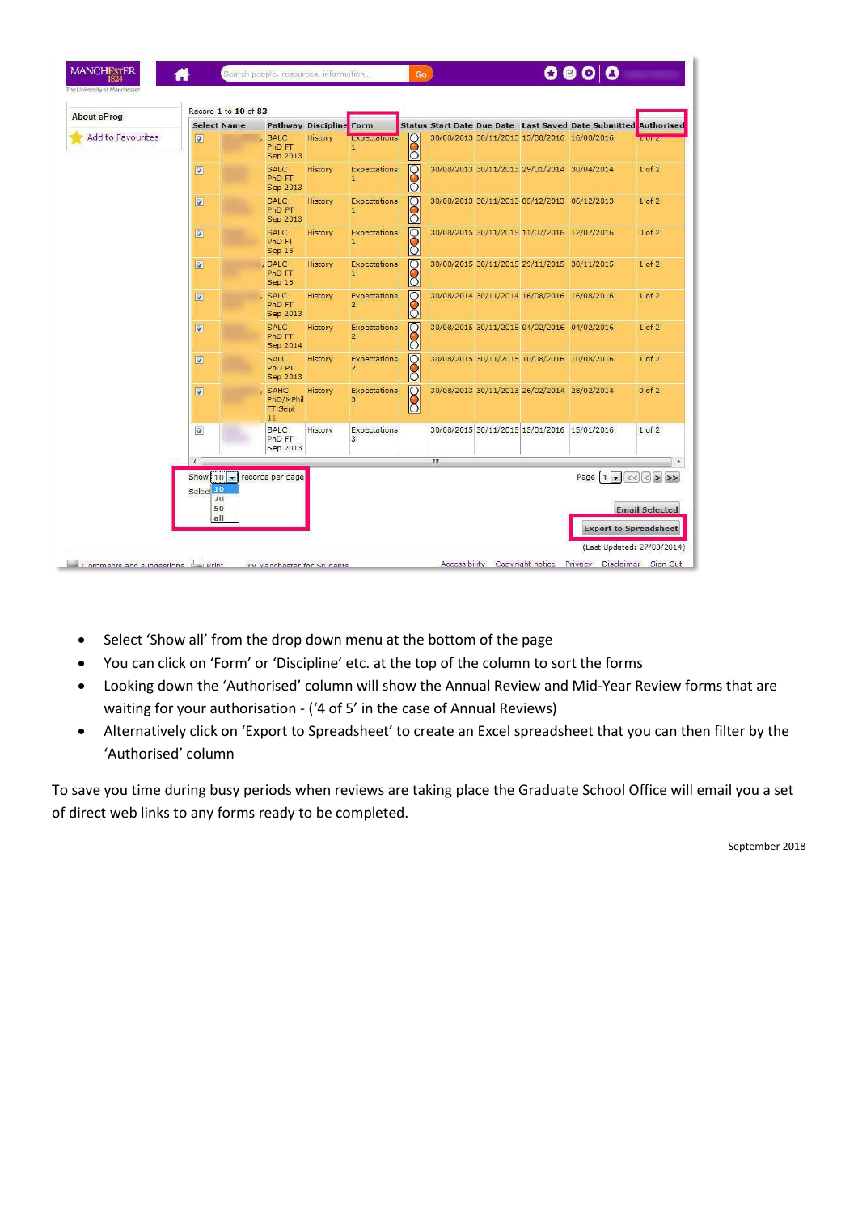- Select 'Show all' from the drop down menu at the bottom of the page
- You can click on 'Form' or 'Discipline' etc. at the top of the column to sort the forms
- Looking down the 'Authorised' column will show the Annual Review and Mid-Year Review forms that are waiting for your authorisation - ('4 of 5' in the case of Annual Reviews)
- Alternatively click on 'Export to Spreadsheet' to create an Excel spreadsheet that you can then filter by the 'Authorised' column

To save you time during busy periods when reviews are taking place the Graduate School Office will email you a set of direct web links to any forms ready to be completed.

September 2018